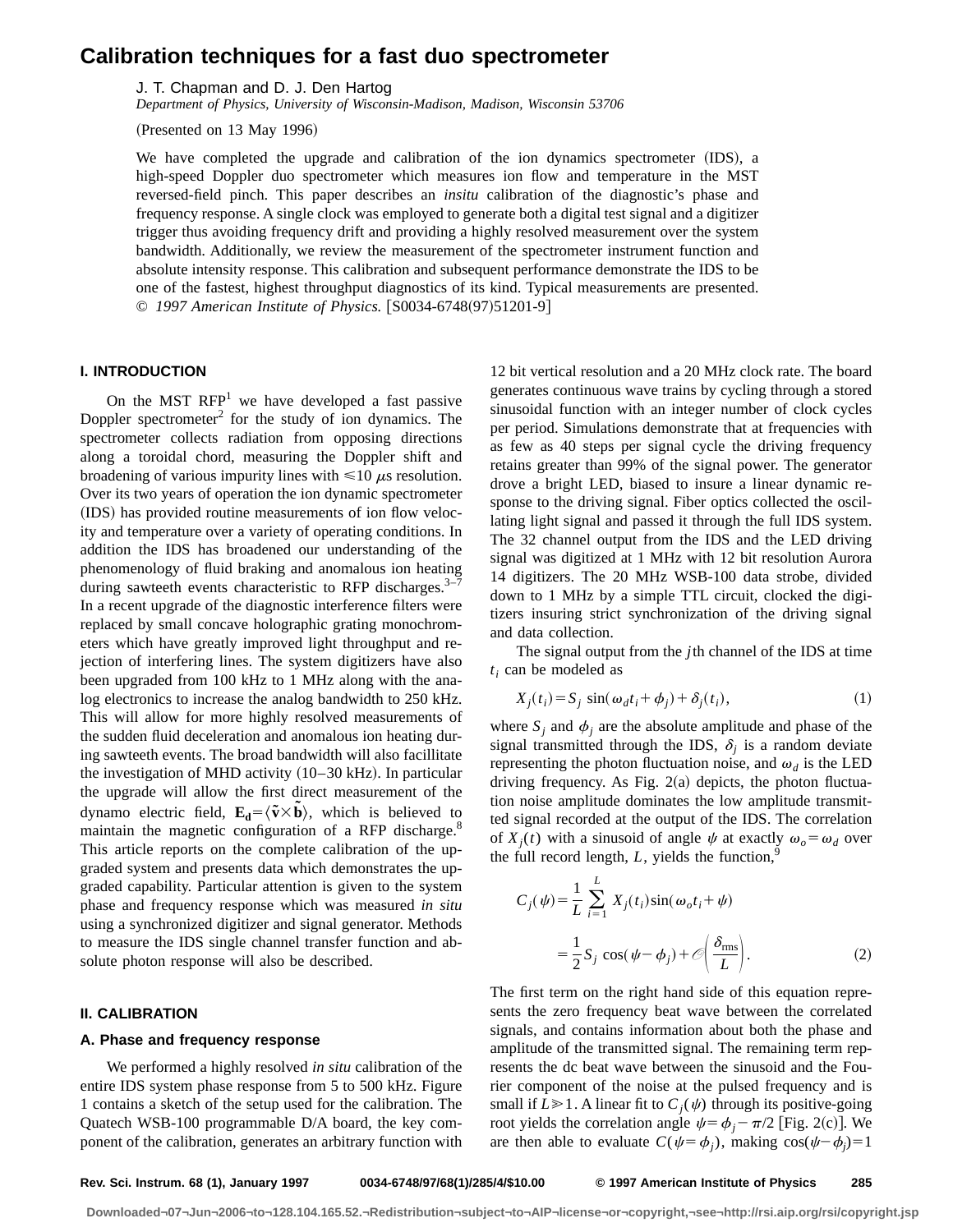# Calibration techniques for a fast duo spectrometer

J. T. Chapman and D. J. Den Hartog

*Department of Physics, University of Wisconsin-Madison, Madison, Wisconsin 53706*

(Presented on 13 May 1996)

We have completed the upgrade and calibration of the ion dynamics spectrometer (IDS), a high-speed Doppler duo spectrometer which measures ion flow and temperature in the MST reversed-field pinch. This paper describes an *insitu* calibration of the diagnostic's phase and frequency response. A single clock was employed to generate both a digital test signal and a digitizer trigger thus avoiding frequency drift and providing a highly resolved measurement over the system bandwidth. Additionally, we review the measurement of the spectrometer instrument function and absolute intensity response. This calibration and subsequent performance demonstrate the IDS to be one of the fastest, highest throughput diagnostics of its kind. Typical measurements are presented. © *1997 American Institute of Physics.* [S0034-6748(97)51201-9]

## I. INTRODUCTION

On the MST RFP[1] we have developed a fast passive Doppler spectrometer[2] for the study of ion dynamics. The spectrometer collects radiation from opposing directions along a toroidal chord, measuring the Doppler shift and broadening of various impurity lines with $\leqslant 10\ \mu$s resolution. Over its two years of operation the ion dynamic spectrometer (IDS) has provided routine measurements of ion flow velocity and temperature over a variety of operating conditions. In addition the IDS has broadened our understanding of the phenomenology of fluid braking and anomalous ion heating during sawteeth events characteristic to RFP discharges.[3–7] In a recent upgrade of the diagnostic interference filters were replaced by small concave holographic grating monochrometers which have greatly improved light throughput and rejection of interfering lines. The system digitizers have also been upgraded from 100 kHz to 1 MHz along with the analog electronics to increase the analog bandwidth to 250 kHz. This will allow for more highly resolved measurements of the sudden fluid deceleration and anomalous ion heating during sawteeth events. The broad bandwidth will also facillitate the investigation of MHD activity (10–30 kHz). In particular the upgrade will allow the first direct measurement of the dynamo electric field, $\mathbf{E_d} = \langle \tilde{\mathbf{v}} \times \tilde{\mathbf{b}} \rangle$, which is believed to maintain the magnetic configuration of a RFP discharge.[8] This article reports on the complete calibration of the upgraded system and presents data which demonstrates the upgraded capability. Particular attention is given to the system phase and frequency response which was measured *in situ* using a synchronized digitizer and signal generator. Methods to measure the IDS single channel transfer function and absolute photon response will also be described.

## II. CALIBRATION

### A. Phase and frequency response

We performed a highly resolved *in situ* calibration of the entire IDS system phase response from 5 to 500 kHz. Figure 1 contains a sketch of the setup used for the calibration. The Quatech WSB-100 programmable D/A board, the key component of the calibration, generates an arbitrary function with 12 bit vertical resolution and a 20 MHz clock rate. The board generates continuous wave trains by cycling through a stored sinusoidal function with an integer number of clock cycles per period. Simulations demonstrate that at frequencies with as few as 40 steps per signal cycle the driving frequency retains greater than 99% of the signal power. The generator drove a bright LED, biased to insure a linear dynamic response to the driving signal. Fiber optics collected the oscillating light signal and passed it through the full IDS system. The 32 channel output from the IDS and the LED driving signal was digitized at 1 MHz with 12 bit resolution Aurora 14 digitizers. The 20 MHz WSB-100 data strobe, divided down to 1 MHz by a simple TTL circuit, clocked the digitizers insuring strict synchronization of the driving signal and data collection.

The signal output from the $j$th channel of the IDS at time $t_i$ can be modeled as

$$X_j(t_i) = S_j \sin(\omega_d t_i + \phi_j) + \delta_j(t_i), \tag{1}$$

where $S_j$ and $\phi_j$ are the absolute amplitude and phase of the signal transmitted through the IDS, $\delta_j$ is a random deviate representing the photon fluctuation noise, and $\omega_d$ is the LED driving frequency. As Fig. 2(a) depicts, the photon fluctuation noise amplitude dominates the low amplitude transmitted signal recorded at the output of the IDS. The correlation of $X_j(t)$ with a sinusoid of angle $\psi$ at exactly $\omega_o = \omega_d$ over the full record length, $L$, yields the function,[9]

$$\begin{aligned} C_j(\psi) &= \frac{1}{L} \sum_{i=1}^{L} X_j(t_i) \sin(\omega_o t_i + \psi) \\ &= \frac{1}{2} S_j \cos(\psi - \phi_j) + \mathscr{O}\left( \frac{\delta_{\text{rms}}}{L} \right). \end{aligned} \tag{2}$$

The first term on the right hand side of this equation represents the zero frequency beat wave between the correlated signals, and contains information about both the phase and amplitude of the transmitted signal. The remaining term represents the dc beat wave between the sinusoid and the Fourier component of the noise at the pulsed frequency and is small if $L \gg 1$. A linear fit to $C_j(\psi)$ through its positive-going root yields the correlation angle $\psi = \phi_j - \pi/2$ [Fig. 2(c)]. We are then able to evaluate $C(\psi = \phi_j)$, making $\cos(\psi - \phi_j) = 1$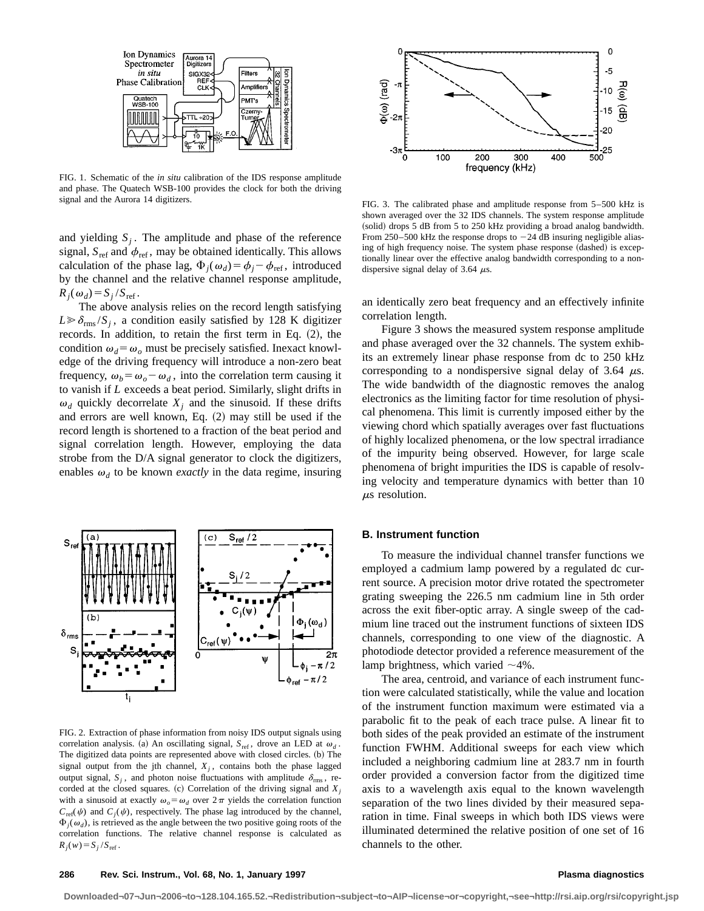FIG. 1. Schematic of the *in situ* calibration of the IDS response amplitude and phase. The Quatech WSB-100 provides the clock for both the driving signal and the Aurora 14 digitizers.

and yielding $S_j$. The amplitude and phase of the reference signal, $S_{\mathrm{ref}}$ and $\phi_{\mathrm{ref}}$, may be obtained identically. This allows calculation of the phase lag, $\Phi_j(\omega_d)=\phi_j-\phi_{\mathrm{ref}}$, introduced by the channel and the relative channel response amplitude, $R_j(\omega_d)=S_j/S_{\mathrm{ref}}$.

The above analysis relies on the record length satisfying $L \gg \delta_{\mathrm{rms}}/S_j$, a condition easily satisfied by 128 K digitizer records. In addition, to retain the first term in Eq. (2), the condition $\omega_d=\omega_o$ must be precisely satisfied. Inexact knowledge of the driving frequency will introduce a non-zero beat frequency, $\omega_b=\omega_o-\omega_d$, into the correlation term causing it to vanish if $L$ exceeds a beat period. Similarly, slight drifts in $\omega_d$ quickly decorrelate $X_j$ and the sinusoid. If these drifts and errors are well known, Eq. (2) may still be used if the record length is shortened to a fraction of the beat period and signal correlation length. However, employing the data strobe from the D/A signal generator to clock the digitizers, enables $\omega_d$ to be known *exactly* in the data regime, insuring an identically zero beat frequency and an effectively infinite correlation length.

FIG. 2. Extraction of phase information from noisy IDS output signals using correlation analysis. (a) An oscillating signal, $S_{\mathrm{ref}}$, drove an LED at $\omega_d$. The digitized data points are represented above with closed circles. (b) The signal output from the jth channel, $X_j$, contains both the phase lagged output signal, $S_j$, and photon noise fluctuations with amplitude $\delta_{\mathrm{rms}}$, recorded at the closed squares. (c) Correlation of the driving signal and $X_j$ with a sinusoid at exactly $\omega_o=\omega_d$ over $2\pi$ yields the correlation function $C_{\mathrm{ref}}(\psi)$ and $C_j(\psi)$, respectively. The phase lag introduced by the channel, $\Phi_j(\omega_d)$, is retrieved as the angle between the two positive going roots of the correlation functions. The relative channel response is calculated as $R_j(w)=S_j/S_{\mathrm{ref}}$.

FIG. 3. The calibrated phase and amplitude response from 5–500 kHz is shown averaged over the 32 IDS channels. The system response amplitude (solid) drops 5 dB from 5 to 250 kHz providing a broad analog bandwidth. From 250–500 kHz the response drops to −24 dB insuring negligible aliasing of high frequency noise. The system phase response (dashed) is exceptionally linear over the effective analog bandwidth corresponding to a non-dispersive signal delay of 3.64 μs.

Figure 3 shows the measured system response amplitude and phase averaged over the 32 channels. The system exhibits an extremely linear phase response from dc to 250 kHz corresponding to a nondispersive signal delay of 3.64 μs. The wide bandwidth of the diagnostic removes the analog electronics as the limiting factor for time resolution of physical phenomena. This limit is currently imposed either by the viewing chord which spatially averages over fast fluctuations of highly localized phenomena, or the low spectral irradiance of the impurity being observed. However, for large scale phenomena of bright impurities the IDS is capable of resolving velocity and temperature dynamics with better than 10 μs resolution.

### B. Instrument function

To measure the individual channel transfer functions we employed a cadmium lamp powered by a regulated dc current source. A precision motor drive rotated the spectrometer grating sweeping the 226.5 nm cadmium line in 5th order across the exit fiber-optic array. A single sweep of the cadmium line traced out the instrument functions of sixteen IDS channels, corresponding to one view of the diagnostic. A photodiode detector provided a reference measurement of the lamp brightness, which varied ~4%.

The area, centroid, and variance of each instrument function were calculated statistically, while the value and location of the instrument function maximum were estimated via a parabolic fit to the peak of each trace pulse. A linear fit to both sides of the peak provided an estimate of the instrument function FWHM. Additional sweeps for each view which included a neighboring cadmium line at 283.7 nm in fourth order provided a conversion factor from the digitized time axis to a wavelength axis equal to the known wavelength separation of the two lines divided by their measured separation in time. Final sweeps in which both IDS views were illuminated determined the relative position of one set of 16 channels to the other.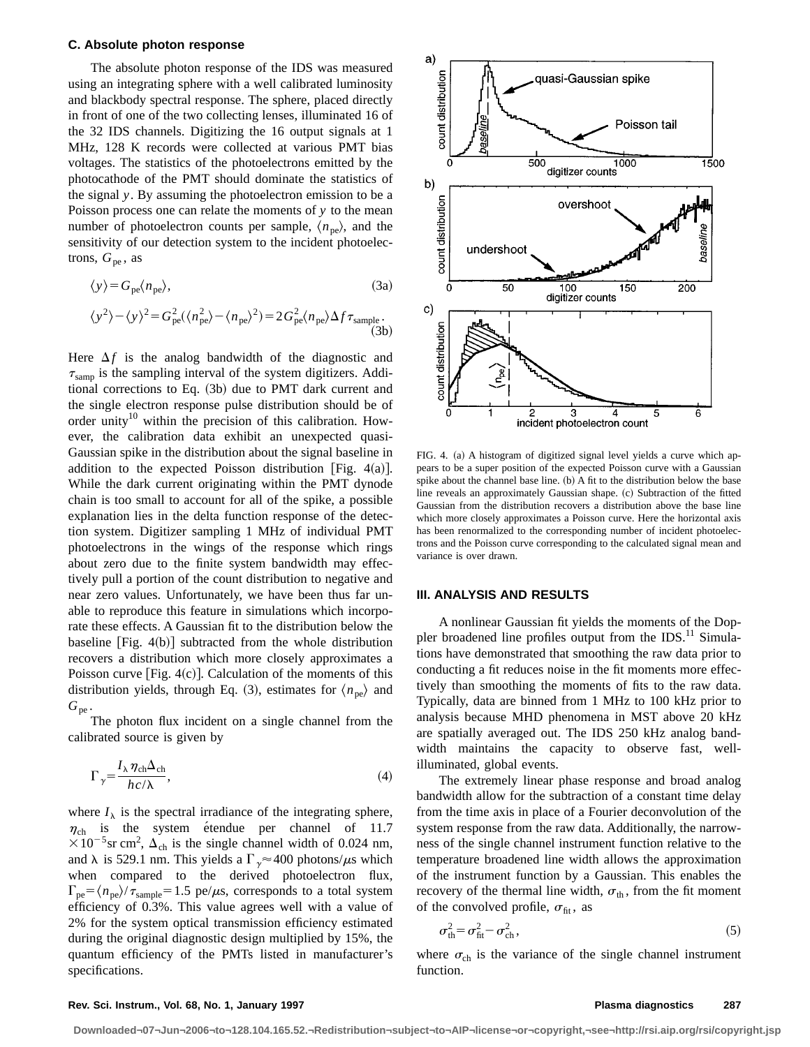### C. Absolute photon response

The absolute photon response of the IDS was measured using an integrating sphere with a well calibrated luminosity and blackbody spectral response. The sphere, placed directly in front of one of the two collecting lenses, illuminated 16 of the 32 IDS channels. Digitizing the 16 output signals at 1 MHz, 128 K records were collected at various PMT bias voltages. The statistics of the photoelectrons emitted by the photocathode of the PMT should dominate the statistics of the signal $y$. By assuming the photoelectron emission to be a Poisson process one can relate the moments of $y$ to the mean number of photoelectron counts per sample, $\langle n_{\rm pe}\rangle$, and the sensitivity of our detection system to the incident photoelectrons, $G_{\rm pe}$, as

$$\langle y\rangle = G_{\rm pe}\langle n_{\rm pe}\rangle, \tag{3a}$$

$$\langle y^2\rangle - \langle y\rangle^2 = G_{\rm pe}^2(\langle n_{\rm pe}^2\rangle - \langle n_{\rm pe}\rangle^2) = 2G_{\rm pe}^2\langle n_{\rm pe}\rangle \Delta f \tau_{\rm sample}. \tag{3b}$$

Here $\Delta f$ is the analog bandwidth of the diagnostic and $\tau_{\rm samp}$ is the sampling interval of the system digitizers. Additional corrections to Eq. (3b) due to PMT dark current and the single electron response pulse distribution should be of order unity[10] within the precision of this calibration. However, the calibration data exhibit an unexpected quasi-Gaussian spike in the distribution about the signal baseline in addition to the expected Poisson distribution [Fig. 4(a)]. While the dark current originating within the PMT dynode chain is too small to account for all of the spike, a possible explanation lies in the delta function response of the detection system. Digitizer sampling 1 MHz of individual PMT photoelectrons in the wings of the response which rings about zero due to the finite system bandwidth may effectively pull a portion of the count distribution to negative and near zero values. Unfortunately, we have been thus far unable to reproduce this feature in simulations which incorporate these effects. A Gaussian fit to the distribution below the baseline [Fig. 4(b)] subtracted from the whole distribution recovers a distribution which more closely approximates a Poisson curve [Fig. 4(c)]. Calculation of the moments of this distribution yields, through Eq. (3), estimates for $\langle n_{\rm pe}\rangle$ and $G_{\rm pe}$.

The photon flux incident on a single channel from the calibrated source is given by

$$\Gamma_\gamma = \frac{I_\lambda \eta_{\rm ch}\Delta_{\rm ch}}{hc/\lambda}, \tag{4}$$

where $I_\lambda$ is the spectral irradiance of the integrating sphere, $\eta_{\rm ch}$ is the system étendue per channel of $11.7\times10^{-5}$sr cm$^2$, $\Delta_{\rm ch}$ is the single channel width of 0.024 nm, and $\lambda$ is 529.1 nm. This yields a $\Gamma_\gamma \approx 400$ photons/$\mu$s which when compared to the derived photoelectron flux, $\Gamma_{\rm pe} = \langle n_{\rm pe}\rangle/\tau_{\rm sample} = 1.5$ pe/$\mu$s, corresponds to a total system efficiency of 0.3%. This value agrees well with a value of 2% for the system optical transmission efficiency estimated during the original diagnostic design multiplied by 15%, the quantum efficiency of the PMTs listed in manufacturer's specifications.

FIG. 4. (a) A histogram of digitized signal level yields a curve which appears to be a super position of the expected Poisson curve with a Gaussian spike about the channel base line. (b) A fit to the distribution below the base line reveals an approximately Gaussian shape. (c) Subtraction of the fitted Gaussian from the distribution recovers a distribution above the base line which more closely approximates a Poisson curve. Here the horizontal axis has been renormalized to the corresponding number of incident photoelectrons and the Poisson curve corresponding to the calculated signal mean and variance is over drawn.

## III. ANALYSIS AND RESULTS

A nonlinear Gaussian fit yields the moments of the Doppler broadened line profiles output from the IDS.[11] Simulations have demonstrated that smoothing the raw data prior to conducting a fit reduces noise in the fit moments more effectively than smoothing the moments of fits to the raw data. Typically, data are binned from 1 MHz to 100 kHz prior to analysis because MHD phenomena in MST above 20 kHz are spatially averaged out. The IDS 250 kHz analog bandwidth maintains the capacity to observe fast, well-illuminated, global events.

The extremely linear phase response and broad analog bandwidth allow for the subtraction of a constant time delay from the time axis in place of a Fourier deconvolution of the system response from the raw data. Additionally, the narrowness of the single channel instrument function relative to the temperature broadened line width allows the approximation of the instrument function by a Gaussian. This enables the recovery of the thermal line width, $\sigma_{\rm th}$, from the fit moment of the convolved profile, $\sigma_{\rm fit}$, as

$$\sigma_{\rm th}^2 = \sigma_{\rm fit}^2 - \sigma_{\rm ch}^2, \tag{5}$$

where $\sigma_{\rm ch}$ is the variance of the single channel instrument function.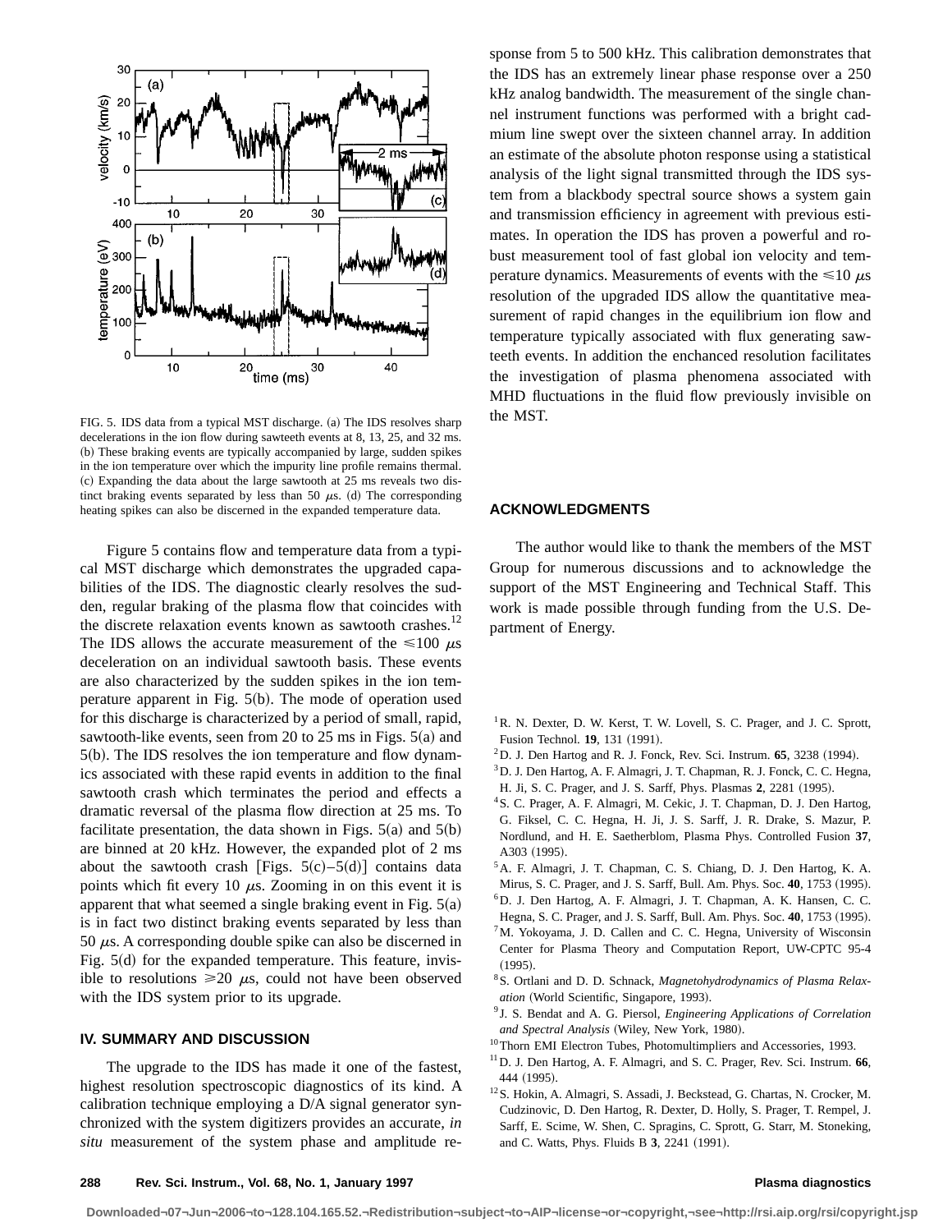(a)
velocity (km/s)
30
20
10
0
-10
10
20
30
2 ms
(c)
400
(b)
temperature (eV)
300
200
100
0
(d)
10
20
30
40
time (ms)

FIG. 5. IDS data from a typical MST discharge. (a) The IDS resolves sharp decelerations in the ion flow during sawteeth events at 8, 13, 25, and 32 ms. (b) These braking events are typically accompanied by large, sudden spikes in the ion temperature over which the impurity line profile remains thermal. (c) Expanding the data about the large sawtooth at 25 ms reveals two distinct braking events separated by less than 50 $\mu$s. (d) The corresponding heating spikes can also be discerned in the expanded temperature data.

Figure 5 contains flow and temperature data from a typical MST discharge which demonstrates the upgraded capabilities of the IDS. The diagnostic clearly resolves the sudden, regular braking of the plasma flow that coincides with the discrete relaxation events known as sawtooth crashes.[12] The IDS allows the accurate measurement of the $\leqslant 100$ $\mu$s deceleration on an individual sawtooth basis. These events are also characterized by the sudden spikes in the ion temperature apparent in Fig. 5(b). The mode of operation used for this discharge is characterized by a period of small, rapid, sawtooth-like events, seen from 20 to 25 ms in Figs. 5(a) and 5(b). The IDS resolves the ion temperature and flow dynamics associated with these rapid events in addition to the final sawtooth crash which terminates the period and effects a dramatic reversal of the plasma flow direction at 25 ms. To facilitate presentation, the data shown in Figs. 5(a) and 5(b) are binned at 20 kHz. However, the expanded plot of 2 ms about the sawtooth crash [Figs. 5(c)–5(d)] contains data points which fit every 10 $\mu$s. Zooming in on this event it is apparent that what seemed a single braking event in Fig. 5(a) is in fact two distinct braking events separated by less than 50 $\mu$s. A corresponding double spike can also be discerned in Fig. 5(d) for the expanded temperature. This feature, invisible to resolutions $\geqslant 20$ $\mu$s, could not have been observed with the IDS system prior to its upgrade.

## IV. SUMMARY AND DISCUSSION

The upgrade to the IDS has made it one of the fastest, highest resolution spectroscopic diagnostics of its kind. A calibration technique employing a D/A signal generator synchronized with the system digitizers provides an accurate, *in situ* measurement of the system phase and amplitude response from 5 to 500 kHz. This calibration demonstrates that the IDS has an extremely linear phase response over a 250 kHz analog bandwidth. The measurement of the single channel instrument functions was performed with a bright cadmium line swept over the sixteen channel array. In addition an estimate of the absolute photon response using a statistical analysis of the light signal transmitted through the IDS system from a blackbody spectral source shows a system gain and transmission efficiency in agreement with previous estimates. In operation the IDS has proven a powerful and robust measurement tool of fast global ion velocity and temperature dynamics. Measurements of events with the $\leqslant 10$ $\mu$s resolution of the upgraded IDS allow the quantitative measurement of rapid changes in the equilibrium ion flow and temperature typically associated with flux generating sawteeth events. In addition the enchanced resolution facilitates the investigation of plasma phenomena associated with MHD fluctuations in the fluid flow previously invisible on the MST.

## ACKNOWLEDGMENTS

The author would like to thank the members of the MST Group for numerous discussions and to acknowledge the support of the MST Engineering and Technical Staff. This work is made possible through funding from the U.S. Department of Energy.

[1] R. N. Dexter, D. W. Kerst, T. W. Lovell, S. C. Prager, and J. C. Sprott, Fusion Technol. **19**, 131 (1991).
[2] D. J. Den Hartog and R. J. Fonck, Rev. Sci. Instrum. **65**, 3238 (1994).
[3] D. J. Den Hartog, A. F. Almagri, J. T. Chapman, R. J. Fonck, C. C. Hegna, H. Ji, S. C. Prager, and J. S. Sarff, Phys. Plasmas **2**, 2281 (1995).
[4] S. C. Prager, A. F. Almagri, M. Cekic, J. T. Chapman, D. J. Den Hartog, G. Fiksel, C. C. Hegna, H. Ji, J. S. Sarff, J. R. Drake, S. Mazur, P. Nordlund, and H. E. Saetherblom, Plasma Phys. Controlled Fusion **37**, A303 (1995).
[5] A. F. Almagri, J. T. Chapman, C. S. Chiang, D. J. Den Hartog, K. A. Mirus, S. C. Prager, and J. S. Sarff, Bull. Am. Phys. Soc. **40**, 1753 (1995).
[6] D. J. Den Hartog, A. F. Almagri, J. T. Chapman, A. K. Hansen, C. C. Hegna, S. C. Prager, and J. S. Sarff, Bull. Am. Phys. Soc. **40**, 1753 (1995).
[7] M. Yokoyama, J. D. Callen and C. C. Hegna, University of Wisconsin Center for Plasma Theory and Computation Report, UW-CPTC 95-4 (1995).
[8] S. Ortlani and D. D. Schnack, *Magnetohydrodynamics of Plasma Relaxation* (World Scientific, Singapore, 1993).
[9] J. S. Bendat and A. G. Piersol, *Engineering Applications of Correlation and Spectral Analysis* (Wiley, New York, 1980).
[10] Thorn EMI Electron Tubes, Photomultimpliers and Accessories, 1993.
[11] D. J. Den Hartog, A. F. Almagri, and S. C. Prager, Rev. Sci. Instrum. **66**, 444 (1995).
[12] S. Hokin, A. Almagri, S. Assadi, J. Beckstead, G. Chartas, N. Crocker, M. Cudzinovic, D. Den Hartog, R. Dexter, D. Holly, S. Prager, T. Rempel, J. Sarff, E. Scime, W. Shen, C. Spragins, C. Sprott, G. Starr, M. Stoneking, and C. Watts, Phys. Fluids B **3**, 2241 (1991).